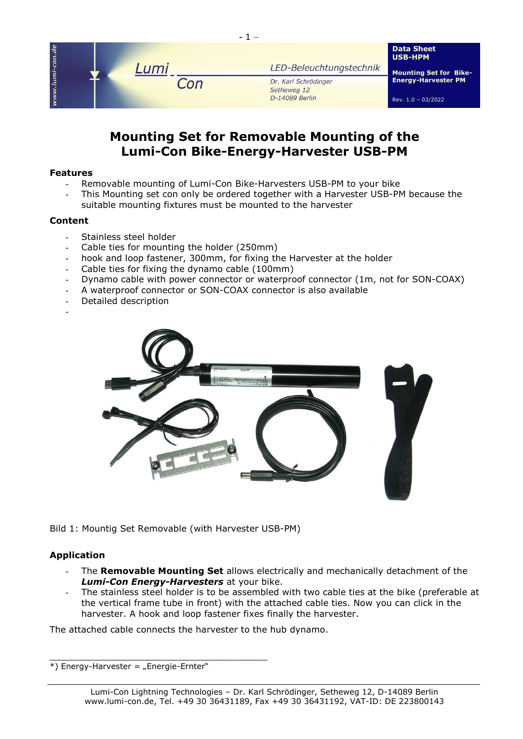# Mounting Set for Removable Mounting of the Lumi-Con Bike-Energy-Harvester USB-PM

### Features

- Removable mounting of Lumi-Con Bike-Harvesters USB-PM to your bike
- This Mounting set con only be ordered together with a Harvester USB-PM because the suitable mounting fixtures must be mounted to the harvester

### Content

- Stainless steel holder
- Cable ties for mounting the holder (250mm)
- hook and loop fastener, 300mm, for fixing the Harvester at the holder
- Cable ties for fixing the dynamo cable (100mm)
- Dynamo cable with power connector or waterproof connector (1m, not for SON-COAX)
- A waterproof connector or SON-COAX connector is also available
- Detailed description
-

Bild 1: Mountig Set Removable (with Harvester USB-PM)

### Application

- The **Removable Mounting Set** allows electrically and mechanically detachment of the ***Lumi-Con Energy-Harvesters*** at your bike.
- The stainless steel holder is to be assembled with two cable ties at the bike (preferable at the vertical frame tube in front) with the attached cable ties. Now you can click in the harvester. A hook and loop fastener fixes finally the harvester.

The attached cable connects the harvester to the hub dynamo.

*) Energy-Harvester = „Energie-Ernter"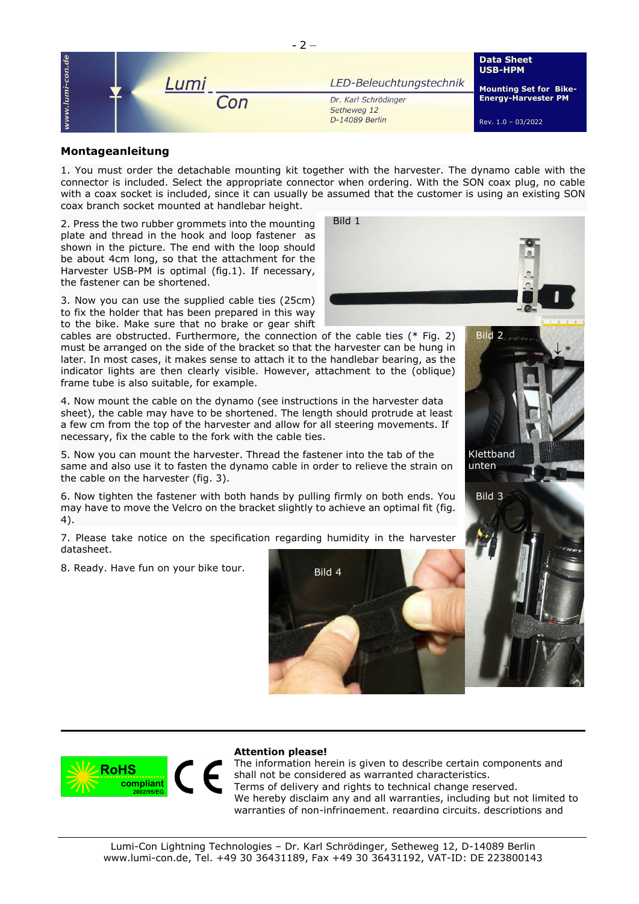## Montageanleitung

1. You must order the detachable mounting kit together with the harvester. The dynamo cable with the connector is included. Select the appropriate connector when ordering. With the SON coax plug, no cable with a coax socket is included, since it can usually be assumed that the customer is using an existing SON coax branch socket mounted at handlebar height.

2. Press the two rubber grommets into the mounting plate and thread in the hook and loop fastener as shown in the picture. The end with the loop should be about 4cm long, so that the attachment for the Harvester USB-PM is optimal (fig.1). If necessary, the fastener can be shortened.

3. Now you can use the supplied cable ties (25cm) to fix the holder that has been prepared in this way to the bike. Make sure that no brake or gear shift cables are obstructed. Furthermore, the connection of the cable ties (* Fig. 2) must be arranged on the side of the bracket so that the harvester can be hung in later. In most cases, it makes sense to attach it to the handlebar bearing, as the indicator lights are then clearly visible. However, attachment to the (oblique) frame tube is also suitable, for example.

4. Now mount the cable on the dynamo (see instructions in the harvester data sheet), the cable may have to be shortened. The length should protrude at least a few cm from the top of the harvester and allow for all steering movements. If necessary, fix the cable to the fork with the cable ties.

5. Now you can mount the harvester. Thread the fastener into the tab of the same and also use it to fasten the dynamo cable in order to relieve the strain on the cable on the harvester (fig. 3).

6. Now tighten the fastener with both hands by pulling firmly on both ends. You may have to move the Velcro on the bracket slightly to achieve an optimal fit (fig. 4).

7. Please take notice on the specification regarding humidity in the harvester datasheet.

8. Ready. Have fun on your bike tour.

Bild 1

Bild 2

↓ *

Klettband unten

Bild 3

Bild 4

**Attention please!**
The information herein is given to describe certain components and shall not be considered as warranted characteristics.
Terms of delivery and rights to technical change reserved.
We hereby disclaim any and all warranties, including but not limited to warranties of non-infringement, regarding circuits, descriptions and